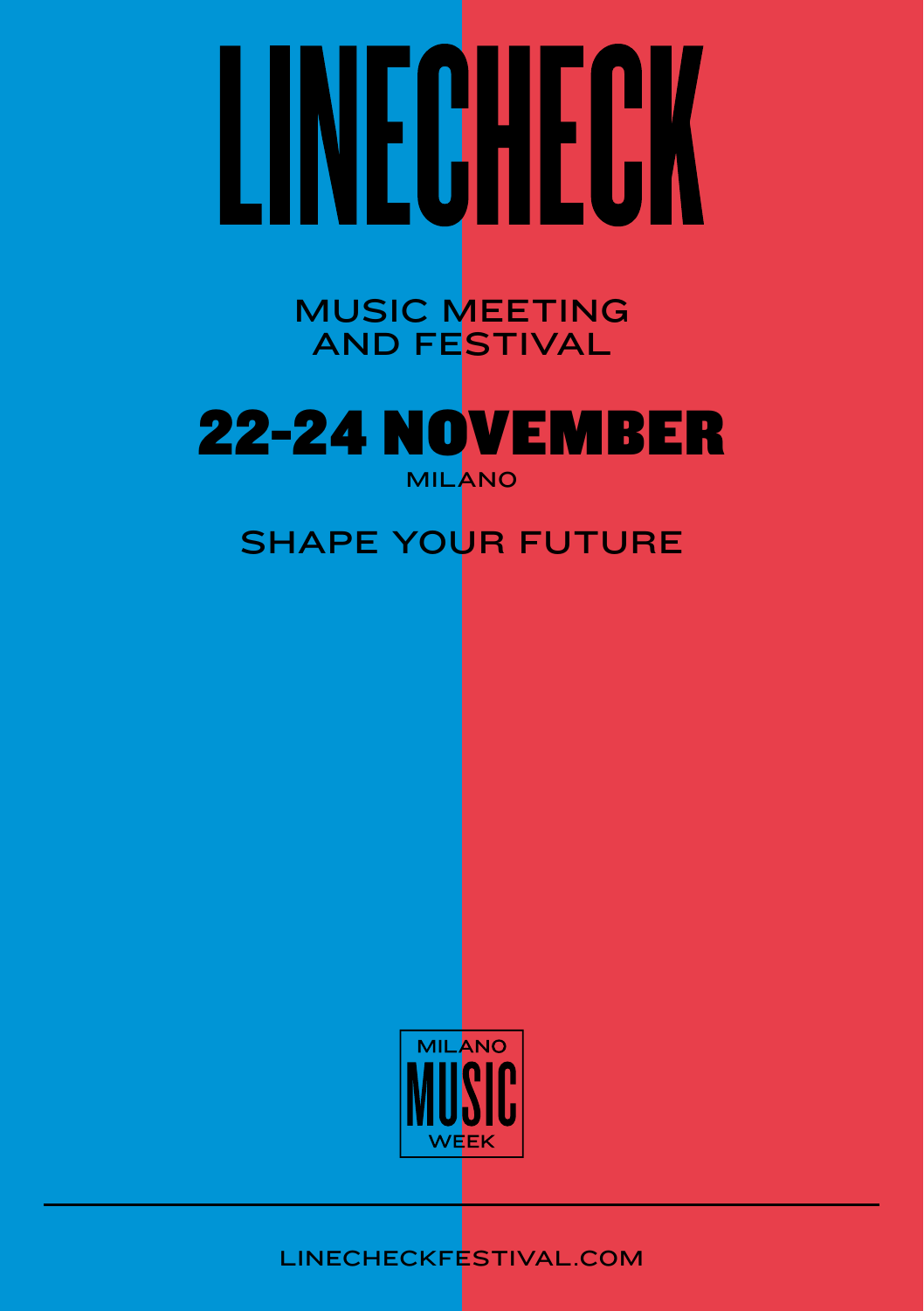# LINECHECK

MUSIC MEETING
AND FESTIVAL

## 22-24 NOVEMBER

MILANO

SHAPE YOUR FUTURE

MILANO
MUSIC
WEEK

---

LINECHECKFESTIVAL.COM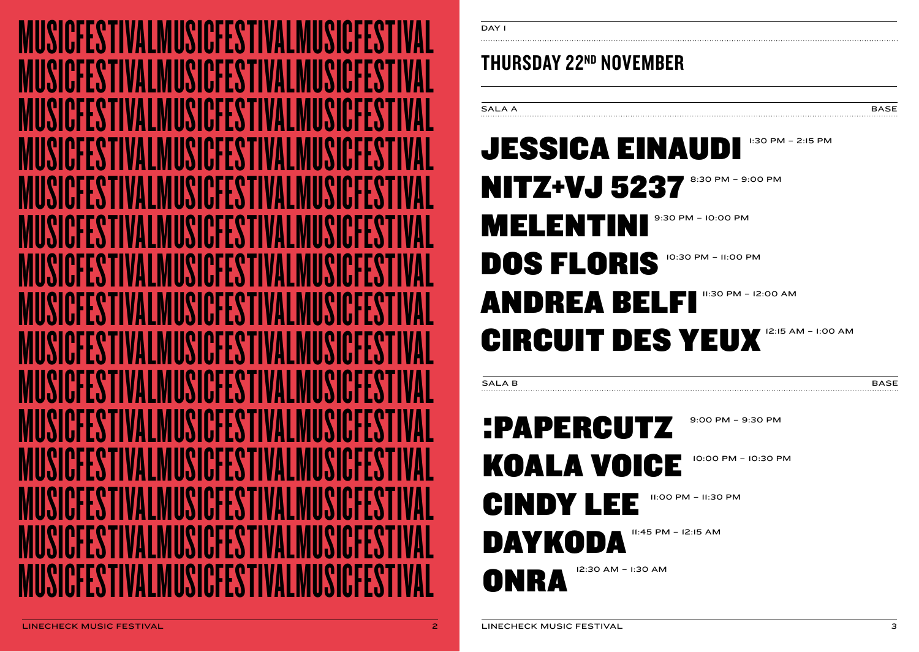MUSICFESTIVALMUSICFESTIVALMUSICFESTIVAL
MUSICFESTIVALMUSICFESTIVALMUSICFESTIVAL
MUSICFESTIVALMUSICFESTIVALMUSICFESTIVAL
MUSICFESTIVALMUSICFESTIVALMUSICFESTIVAL
MUSICFESTIVALMUSICFESTIVALMUSICFESTIVAL
MUSICFESTIVALMUSICFESTIVALMUSICFESTIVAL
MUSICFESTIVALMUSICFESTIVALMUSICFESTIVAL
MUSICFESTIVALMUSICFESTIVALMUSICFESTIVAL
MUSICFESTIVALMUSICFESTIVALMUSICFESTIVAL
MUSICFESTIVALMUSICFESTIVALMUSICFESTIVAL
MUSICFESTIVALMUSICFESTIVALMUSICFESTIVAL
MUSICFESTIVALMUSICFESTIVALMUSICFESTIVAL
MUSICFESTIVALMUSICFESTIVALMUSICFESTIVAL
MUSICFESTIVALMUSICFESTIVALMUSICFESTIVAL
MUSICFESTIVALMUSICFESTIVALMUSICFESTIVAL

DAY I

## THURSDAY 22ND NOVEMBER

SALA A — BASE

## JESSICA EINAUDI 1:30 PM – 2:15 PM
## NITZ+VJ 5237 8:30 PM – 9:00 PM
## MELENTINI 9:30 PM – 10:00 PM
## DOS FLORIS 10:30 PM – 11:00 PM
## ANDREA BELFI 11:30 PM – 12:00 AM
## CIRCUIT DES YEUX 12:15 AM – 1:00 AM

SALA B — BASE

## :PAPERCUTZ 9:00 PM – 9:30 PM
## KOALA VOICE 10:00 PM – 10:30 PM
## CINDY LEE 11:00 PM – 11:30 PM
## DAYKODA 11:45 PM – 12:15 AM
## ONRA 12:30 AM – 1:30 AM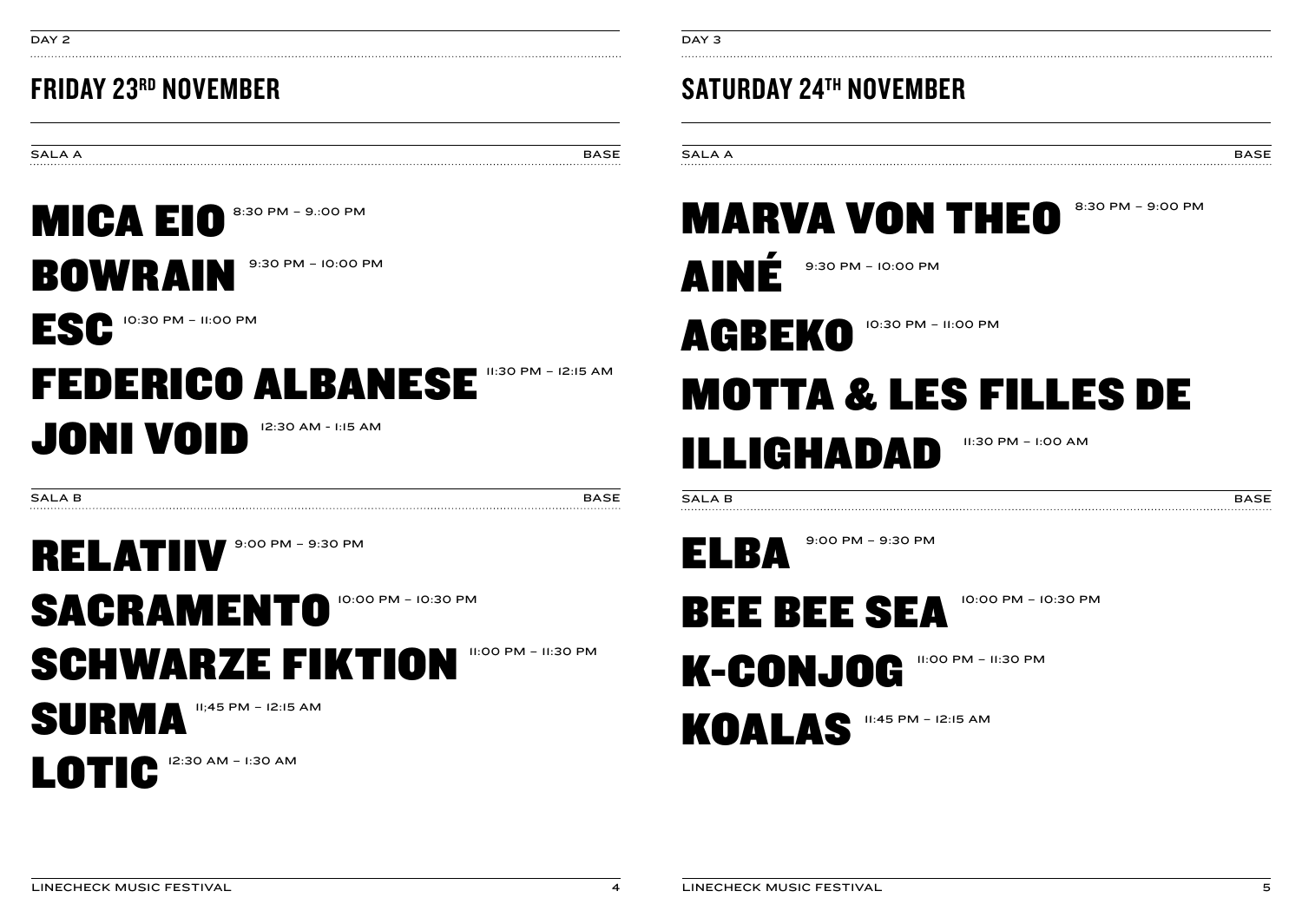DAY 2

## FRIDAY 23RD NOVEMBER

SALA A — BASE

**MICA EIO** 8:30 PM – 9.:00 PM

**BOWRAIN** 9:30 PM – 10:00 PM

**ESC** 10:30 PM – 11:00 PM

**FEDERICO ALBANESE** 11:30 PM – 12:15 AM

**JONI VOID** 12:30 AM - 1:15 AM

SALA B — BASE

**RELATIIV** 9:00 PM – 9:30 PM

**SACRAMENTO** 10:00 PM – 10:30 PM

**SCHWARZE FIKTION** 11:00 PM – 11:30 PM

**SURMA** 11;45 PM – 12:15 AM

**LOTIC** 12:30 AM – 1:30 AM

DAY 3

## SATURDAY 24TH NOVEMBER

SALA A — BASE

**MARVA VON THEO** 8:30 PM – 9:00 PM

**AINÉ** 9:30 PM – 10:00 PM

**AGBEKO** 10:30 PM – 11:00 PM

**MOTTA & LES FILLES DE ILLIGHADAD** 11:30 PM – 1:00 AM

SALA B — BASE

**ELBA** 9:00 PM – 9:30 PM

**BEE BEE SEA** 10:00 PM – 10:30 PM

**K-CONJOG** 11:00 PM – 11:30 PM

**KOALAS** 11:45 PM – 12:15 AM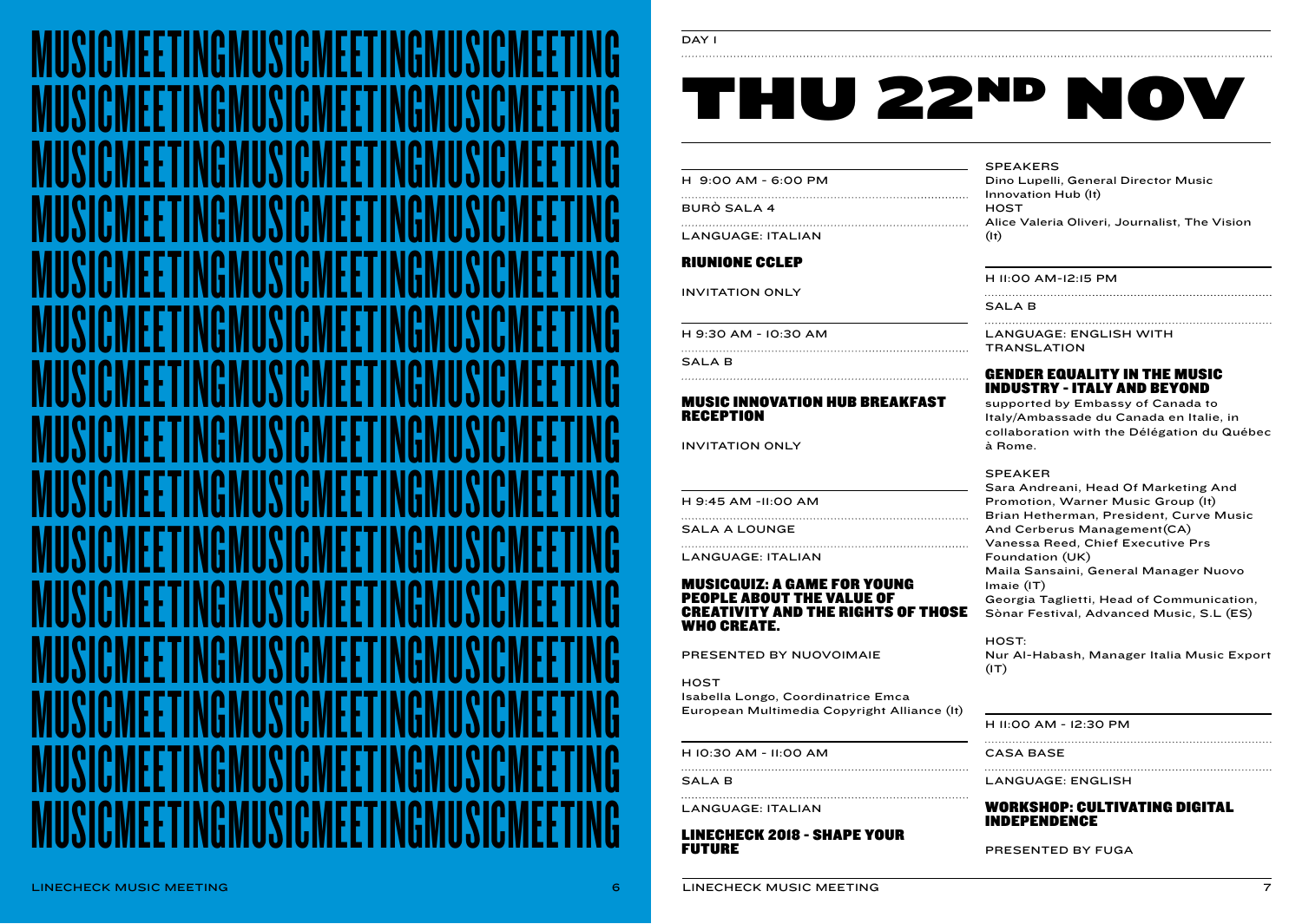MUSICMEETINGMUSICMEETINGMUSICMEETING
MUSICMEETINGMUSICMEETINGMUSICMEETING
MUSICMEETINGMUSICMEETINGMUSICMEETING
MUSICMEETINGMUSICMEETINGMUSICMEETING
MUSICMEETINGMUSICMEETINGMUSICMEETING
MUSICMEETINGMUSICMEETINGMUSICMEETING
MUSICMEETINGMUSICMEETINGMUSICMEETING
MUSICMEETINGMUSICMEETINGMUSICMEETING
MUSICMEETINGMUSICMEETINGMUSICMEETING
MUSICMEETINGMUSICMEETINGMUSICMEETING
MUSICMEETINGMUSICMEETINGMUSICMEETING
MUSICMEETINGMUSICMEETINGMUSICMEETING
MUSICMEETINGMUSICMEETINGMUSICMEETING
MUSICMEETINGMUSICMEETINGMUSICMEETING
MUSICMEETINGMUSICMEETINGMUSICMEETING

DAY I

# THU 22ND NOV

H 9:00 AM - 6:00 PM

BURÒ SALA 4

LANGUAGE: ITALIAN

### RIUNIONE CCLEP

INVITATION ONLY

H 9:30 AM - 10:30 AM

SALA B

### MUSIC INNOVATION HUB BREAKFAST RECEPTION

INVITATION ONLY

H 9:45 AM -11:00 AM

SALA A LOUNGE

LANGUAGE: ITALIAN

### MUSICQUIZ: A GAME FOR YOUNG PEOPLE ABOUT THE VALUE OF CREATIVITY AND THE RIGHTS OF THOSE WHO CREATE.

PRESENTED BY NUOVOIMAIE

HOST
Isabella Longo, Coordinatrice Emca European Multimedia Copyright Alliance (It)

H 10:30 AM - 11:00 AM

SALA B

LANGUAGE: ITALIAN

### LINECHECK 2018 - SHAPE YOUR FUTURE

SPEAKERS
Dino Lupelli, General Director Music Innovation Hub (It)
HOST
Alice Valeria Oliveri, Journalist, The Vision (It)

H 11:00 AM-12:15 PM

SALA B

LANGUAGE: ENGLISH WITH TRANSLATION

### GENDER EQUALITY IN THE MUSIC INDUSTRY - ITALY AND BEYOND

supported by Embassy of Canada to Italy/Ambassade du Canada en Italie, in collaboration with the Délégation du Québec à Rome.

SPEAKER
Sara Andreani, Head Of Marketing And Promotion, Warner Music Group (It)
Brian Hetherman, President, Curve Music And Cerberus Management(CA)
Vanessa Reed, Chief Executive Prs Foundation (UK)
Maila Sansaini, General Manager Nuovo Imaie (IT)
Georgia Taglietti, Head of Communication, Sònar Festival, Advanced Music, S.L (ES)

HOST:
Nur Al-Habash, Manager Italia Music Export (IT)

H 11:00 AM - 12:30 PM

CASA BASE

LANGUAGE: ENGLISH

### WORKSHOP: CULTIVATING DIGITAL INDEPENDENCE

PRESENTED BY FUGA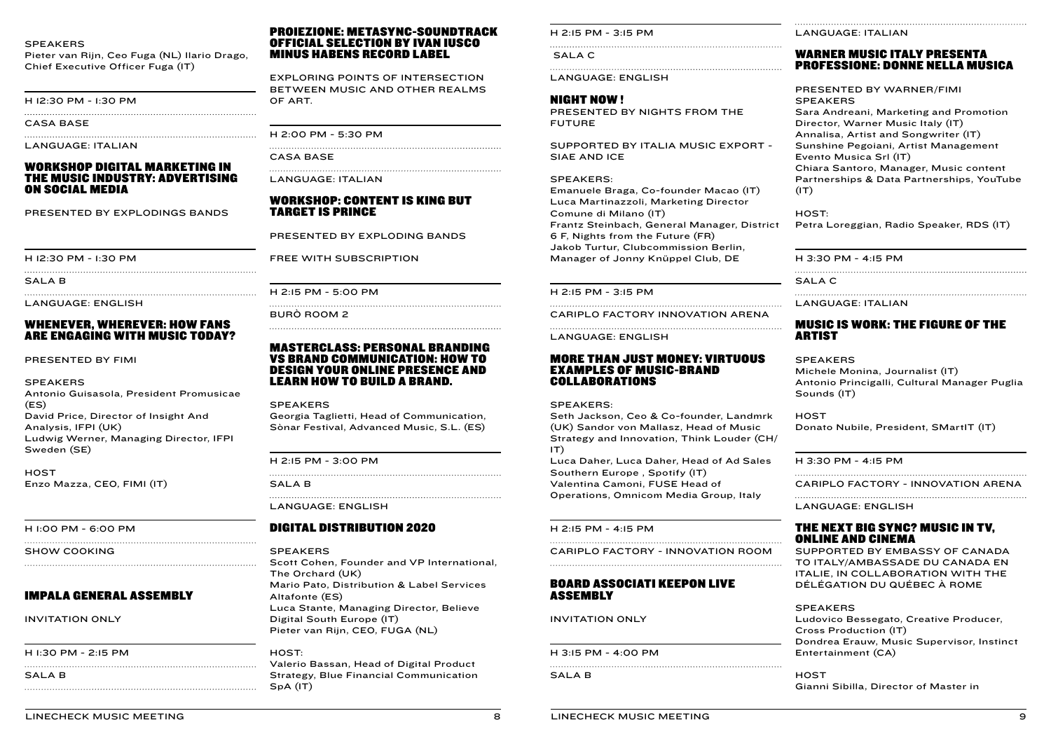SPEAKERS
Pieter van Rijn, Ceo Fuga (NL) Ilario Drago, Chief Executive Officer Fuga (IT)

H 12:30 PM - 1:30 PM

CASA BASE

LANGUAGE: ITALIAN

### WORKSHOP DIGITAL MARKETING IN THE MUSIC INDUSTRY: ADVERTISING ON SOCIAL MEDIA

PRESENTED BY EXPLODINGS BANDS

H 12:30 PM - 1:30 PM

SALA B

LANGUAGE: ENGLISH

### WHENEVER, WHEREVER: HOW FANS ARE ENGAGING WITH MUSIC TODAY?

PRESENTED BY FIMI

SPEAKERS
Antonio Guisasola, President Promusicae (ES)
David Price, Director of Insight And Analysis, IFPI (UK)
Ludwig Werner, Managing Director, IFPI Sweden (SE)

HOST
Enzo Mazza, CEO, FIMI (IT)

H 1:00 PM - 6:00 PM

SHOW COOKING

### IMPALA GENERAL ASSEMBLY

INVITATION ONLY

H 1:30 PM - 2:15 PM

SALA B

### PROIEZIONE: METASYNC-SOUNDTRACK OFFICIAL SELECTION BY IVAN IUSCO MINUS HABENS RECORD LABEL

EXPLORING POINTS OF INTERSECTION BETWEEN MUSIC AND OTHER REALMS OF ART.

H 2:00 PM - 5:30 PM

CASA BASE

LANGUAGE: ITALIAN

### WORKSHOP: CONTENT IS KING BUT TARGET IS PRINCE

PRESENTED BY EXPLODING BANDS

FREE WITH SUBSCRIPTION

H 2:15 PM - 5:00 PM

BURÒ ROOM 2

### MASTERCLASS: PERSONAL BRANDING VS BRAND COMMUNICATION: HOW TO DESIGN YOUR ONLINE PRESENCE AND LEARN HOW TO BUILD A BRAND.

SPEAKERS
Georgia Taglietti, Head of Communication, Sònar Festival, Advanced Music, S.L. (ES)

H 2:15 PM - 3:00 PM

SALA B

LANGUAGE: ENGLISH

### DIGITAL DISTRIBUTION 2020

SPEAKERS
Scott Cohen, Founder and VP International, The Orchard (UK)
Mario Pato, Distribution & Label Services Altafonte (ES)
Luca Stante, Managing Director, Believe Digital South Europe (IT)
Pieter van Rijn, CEO, FUGA (NL)

HOST:
Valerio Bassan, Head of Digital Product Strategy, Blue Financial Communication SpA (IT)

H 2:15 PM - 3:15 PM

SALA C

LANGUAGE: ENGLISH

### NIGHT NOW !

PRESENTED BY NIGHTS FROM THE FUTURE

SUPPORTED BY ITALIA MUSIC EXPORT - SIAE AND ICE

SPEAKERS:
Emanuele Braga, Co-founder Macao (IT)
Luca Martinazzoli, Marketing Director Comune di Milano (IT)
Frantz Steinbach, General Manager, District 6 F, Nights from the Future (FR)
Jakob Turtur, Clubcommission Berlin, Manager of Jonny Knüppel Club, DE

H 2:15 PM - 3:15 PM

CARIPLO FACTORY INNOVATION ARENA

LANGUAGE: ENGLISH

### MORE THAN JUST MONEY: VIRTUOUS EXAMPLES OF MUSIC-BRAND COLLABORATIONS

SPEAKERS:
Seth Jackson, Ceo & Co-founder, Landmrk (UK) Sandor von Mallasz, Head of Music Strategy and Innovation, Think Louder (CH/IT)
Luca Daher, Luca Daher, Head of Ad Sales Southern Europe , Spotify (IT)
Valentina Camoni, FUSE Head of Operations, Omnicom Media Group, Italy

H 2:15 PM - 4:15 PM

CARIPLO FACTORY - INNOVATION ROOM

### BOARD ASSOCIATI KEEPON LIVE ASSEMBLY

INVITATION ONLY

H 3:15 PM - 4:00 PM

SALA B

LANGUAGE: ITALIAN

### WARNER MUSIC ITALY PRESENTA PROFESSIONE: DONNE NELLA MUSICA

PRESENTED BY WARNER/FIMI

SPEAKERS
Sara Andreani, Marketing and Promotion Director, Warner Music Italy (IT)
Annalisa, Artist and Songwriter (IT)
Sunshine Pegoiani, Artist Management Evento Musica Srl (IT)
Chiara Santoro, Manager, Music content Partnerships & Data Partnerships, YouTube (IT)

HOST:
Petra Loreggian, Radio Speaker, RDS (IT)

H 3:30 PM - 4:15 PM

SALA C

LANGUAGE: ITALIAN

### MUSIC IS WORK: THE FIGURE OF THE ARTIST

SPEAKERS
Michele Monina, Journalist (IT)
Antonio Princigalli, Cultural Manager Puglia Sounds (IT)

HOST
Donato Nubile, President, SMartIT (IT)

H 3:30 PM - 4:15 PM

CARIPLO FACTORY - INNOVATION ARENA

LANGUAGE: ENGLISH

### THE NEXT BIG SYNC? MUSIC IN TV, ONLINE AND CINEMA

SUPPORTED BY EMBASSY OF CANADA TO ITALY/AMBASSADE DU CANADA EN ITALIE, IN COLLABORATION WITH THE DÉLÉGATION DU QUÉBEC À ROME

SPEAKERS
Ludovico Bessegato, Creative Producer, Cross Production (IT)
Dondrea Erauw, Music Supervisor, Instinct Entertainment (CA)

HOST
Gianni Sibilla, Director of Master in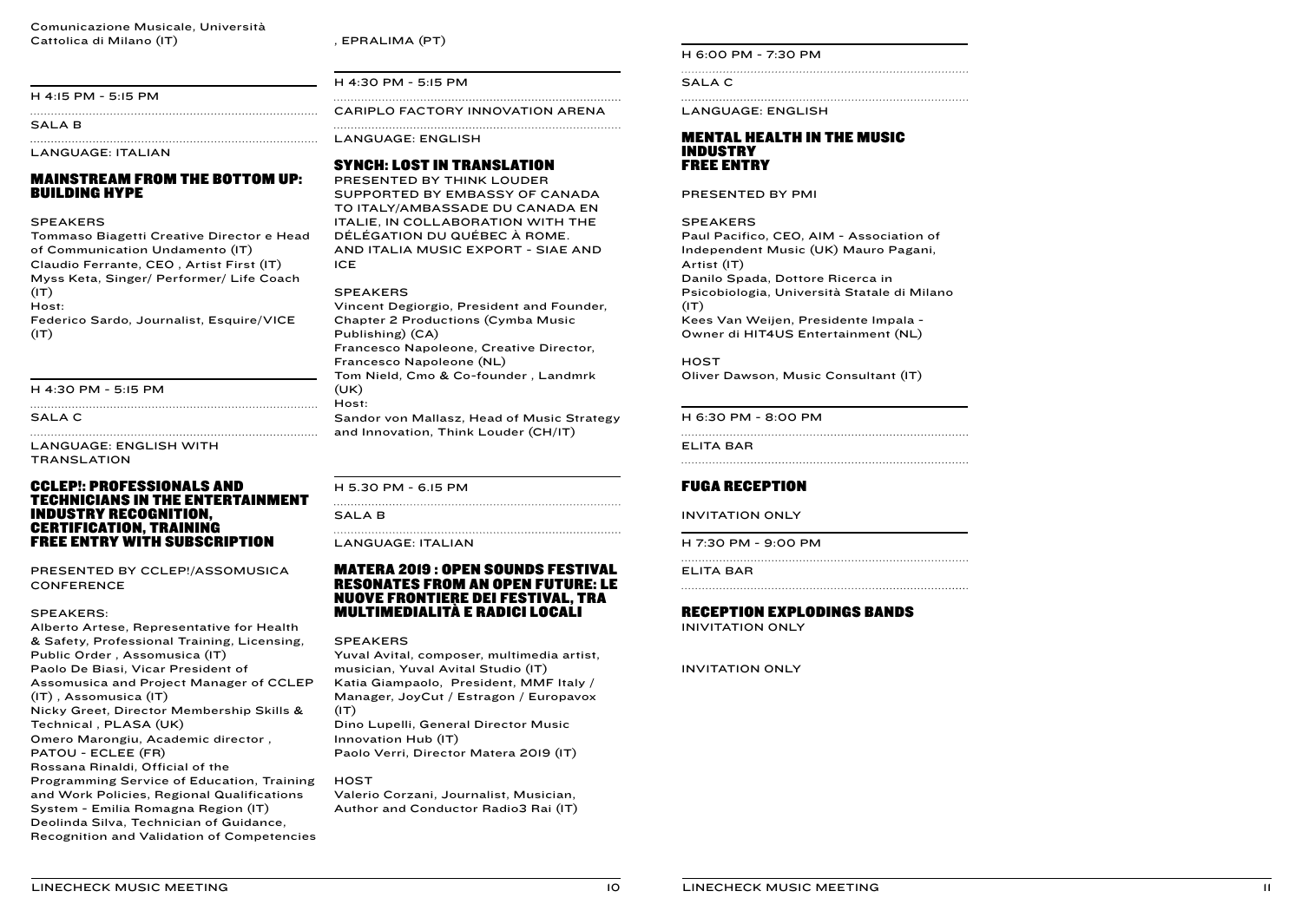Comunicazione Musicale, Università Cattolica di Milano (IT)

H 4:15 PM - 5:15 PM

SALA B

LANGUAGE: ITALIAN

## MAINSTREAM FROM THE BOTTOM UP: BUILDING HYPE

SPEAKERS

Tommaso Biagetti Creative Director e Head of Communication Undamento (IT)
Claudio Ferrante, CEO , Artist First (IT)
Myss Keta, Singer/ Performer/ Life Coach (IT)
Host:
Federico Sardo, Journalist, Esquire/VICE (IT)

H 4:30 PM - 5:15 PM

SALA C

LANGUAGE: ENGLISH WITH TRANSLATION

## CCLEP!: PROFESSIONALS AND TECHNICIANS IN THE ENTERTAINMENT INDUSTRY RECOGNITION, CERTIFICATION, TRAINING FREE ENTRY WITH SUBSCRIPTION

PRESENTED BY CCLEP!/ASSOMUSICA CONFERENCE

SPEAKERS:

Alberto Artese, Representative for Health & Safety, Professional Training, Licensing, Public Order , Assomusica (IT)
Paolo De Biasi, Vicar President of Assomusica and Project Manager of CCLEP (IT) , Assomusica (IT)
Nicky Greet, Director Membership Skills & Technical , PLASA (UK)
Omero Marongiu, Academic director , PATOU - ECLEE (FR)
Rossana Rinaldi, Official of the Programming Service of Education, Training and Work Policies, Regional Qualifications System - Emilia Romagna Region (IT)
Deolinda Silva, Technician of Guidance, Recognition and Validation of Competencies , EPRALIMA (PT)

H 4:30 PM - 5:15 PM

CARIPLO FACTORY INNOVATION ARENA

LANGUAGE: ENGLISH

## SYNCH: LOST IN TRANSLATION

PRESENTED BY THINK LOUDER SUPPORTED BY EMBASSY OF CANADA TO ITALY/AMBASSADE DU CANADA EN ITALIE, IN COLLABORATION WITH THE DÉLÉGATION DU QUÉBEC À ROME. AND ITALIA MUSIC EXPORT - SIAE AND ICE

SPEAKERS

Vincent Degiorgio, President and Founder, Chapter 2 Productions (Cymba Music Publishing) (CA)
Francesco Napoleone, Creative Director, Francesco Napoleone (NL)
Tom Nield, Cmo & Co-founder , Landmrk (UK)
Host:
Sandor von Mallasz, Head of Music Strategy and Innovation, Think Louder (CH/IT)

H 5.30 PM - 6.15 PM

SALA B

LANGUAGE: ITALIAN

## MATERA 2019 : OPEN SOUNDS FESTIVAL RESONATES FROM AN OPEN FUTURE: LE NUOVE FRONTIERE DEI FESTIVAL, TRA MULTIMEDIALITÀ E RADICI LOCALI

SPEAKERS

Yuval Avital, composer, multimedia artist, musician, Yuval Avital Studio (IT)
Katia Giampaolo, President, MMF Italy / Manager, JoyCut / Estragon / Europavox (IT)
Dino Lupelli, General Director Music Innovation Hub (IT)
Paolo Verri, Director Matera 2019 (IT)

HOST

Valerio Corzani, Journalist, Musician, Author and Conductor Radio3 Rai (IT)

H 6:00 PM - 7:30 PM

SALA C

LANGUAGE: ENGLISH

## MENTAL HEALTH IN THE MUSIC INDUSTRY FREE ENTRY

PRESENTED BY PMI

SPEAKERS

Paul Pacifico, CEO, AIM - Association of Independent Music (UK) Mauro Pagani, Artist (IT)
Danilo Spada, Dottore Ricerca in Psicobiologia, Università Statale di Milano (IT)
Kees Van Weijen, Presidente Impala - Owner di HIT4US Entertainment (NL)

HOST

Oliver Dawson, Music Consultant (IT)

H 6:30 PM - 8:00 PM

ELITA BAR

## FUGA RECEPTION

INVITATION ONLY

H 7:30 PM - 9:00 PM

ELITA BAR

## RECEPTION EXPLODINGS BANDS

INIVITATION ONLY

INVITATION ONLY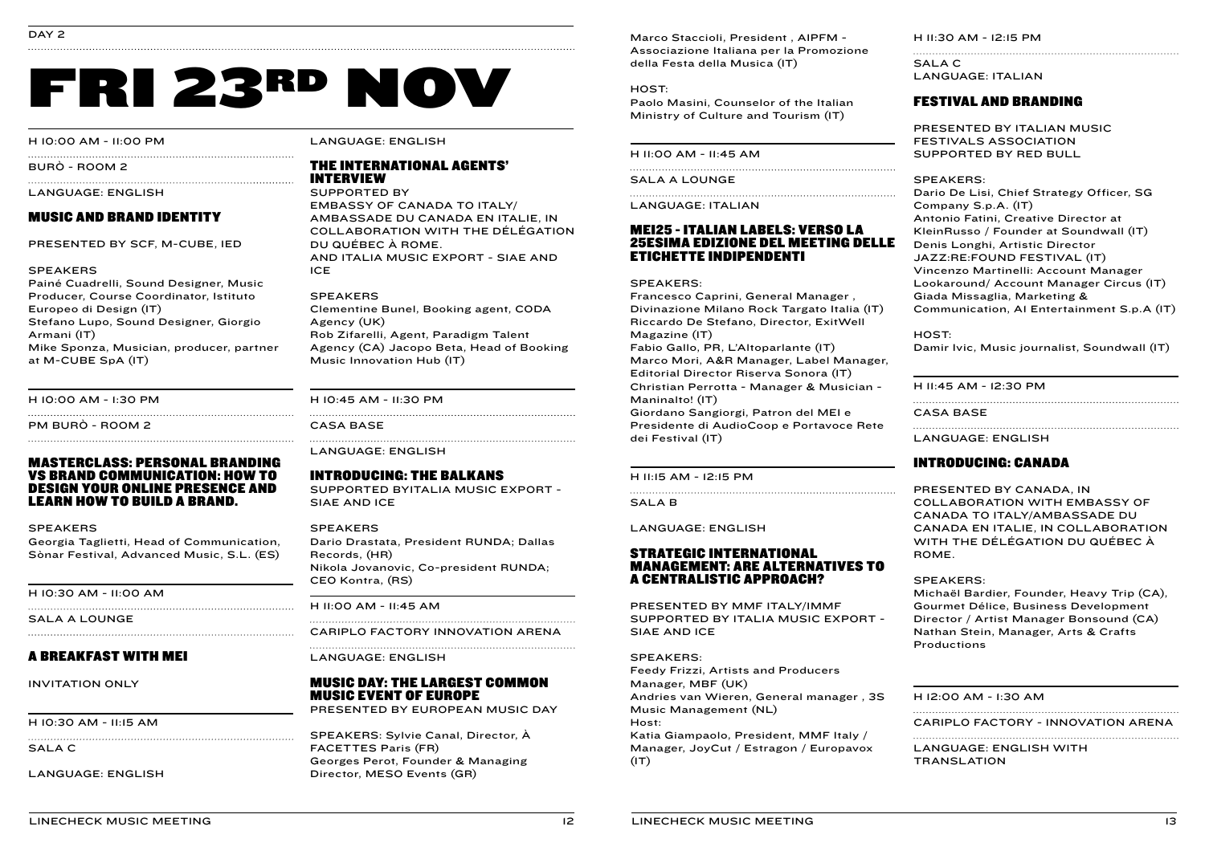DAY 2

# FRI 23RD NOV

H 10:00 AM - 11:00 PM

BURÒ - ROOM 2

LANGUAGE: ENGLISH

### MUSIC AND BRAND IDENTITY

PRESENTED BY SCF, M-CUBE, IED

SPEAKERS

Painé Cuadrelli, Sound Designer, Music Producer, Course Coordinator, Istituto Europeo di Design (IT)
Stefano Lupo, Sound Designer, Giorgio Armani (IT)
Mike Sponza, Musician, producer, partner at M-CUBE SpA (IT)

H 10:00 AM - 1:30 PM

PM BURÒ - ROOM 2

### MASTERCLASS: PERSONAL BRANDING VS BRAND COMMUNICATION: HOW TO DESIGN YOUR ONLINE PRESENCE AND LEARN HOW TO BUILD A BRAND.

SPEAKERS

Georgia Taglietti, Head of Communication, Sònar Festival, Advanced Music, S.L. (ES)

H 10:30 AM - 11:00 AM

SALA A LOUNGE

### A BREAKFAST WITH MEI

INVITATION ONLY

H 10:30 AM - 11:15 AM

SALA C

LANGUAGE: ENGLISH

### THE INTERNATIONAL AGENTS' INTERVIEW

SUPPORTED BY
EMBASSY OF CANADA TO ITALY/ AMBASSADE DU CANADA EN ITALIE, IN COLLABORATION WITH THE DÉLÉGATION DU QUÉBEC À ROME.
AND ITALIA MUSIC EXPORT - SIAE AND ICE

SPEAKERS

Clementine Bunel, Booking agent, CODA Agency (UK)
Rob Zifarelli, Agent, Paradigm Talent Agency (CA) Jacopo Beta, Head of Booking Music Innovation Hub (IT)

H 10:45 AM - 11:30 PM

CASA BASE

LANGUAGE: ENGLISH

### INTRODUCING: THE BALKANS

SUPPORTED BYITALIA MUSIC EXPORT - SIAE AND ICE

SPEAKERS

Dario Drastata, President RUNDA; Dallas Records, (HR)
Nikola Jovanovic, Co-president RUNDA; CEO Kontra, (RS)

H 11:00 AM - 11:45 AM

CARIPLO FACTORY INNOVATION ARENA

LANGUAGE: ENGLISH

### MUSIC DAY: THE LARGEST COMMON MUSIC EVENT OF EUROPE

PRESENTED BY EUROPEAN MUSIC DAY

SPEAKERS: Sylvie Canal, Director, À FACETTES Paris (FR)
Georges Perot, Founder & Managing Director, MESO Events (GR)
Marco Staccioli, President , AIPFM - Associazione Italiana per la Promozione della Festa della Musica (IT)

HOST:
Paolo Masini, Counselor of the Italian Ministry of Culture and Tourism (IT)

H 11:00 AM - 11:45 AM

SALA A LOUNGE

LANGUAGE: ITALIAN

### MEI25 - ITALIAN LABELS: VERSO LA 25ESIMA EDIZIONE DEL MEETING DELLE ETICHETTE INDIPENDENTI

SPEAKERS:

Francesco Caprini, General Manager , Divinazione Milano Rock Targato Italia (IT)
Riccardo De Stefano, Director, ExitWell Magazine (IT)
Fabio Gallo, PR, L'Altoparlante (IT)
Marco Mori, A&R Manager, Label Manager, Editorial Director Riserva Sonora (IT)
Christian Perrotta - Manager & Musician - Maninalto! (IT)
Giordano Sangiorgi, Patron del MEI e Presidente di AudioCoop e Portavoce Rete dei Festival (IT)

H 11:15 AM - 12:15 PM

SALA B

LANGUAGE: ENGLISH

### STRATEGIC INTERNATIONAL MANAGEMENT: ARE ALTERNATIVES TO A CENTRALISTIC APPROACH?

PRESENTED BY MMF ITALY/IMMF
SUPPORTED BY ITALIA MUSIC EXPORT - SIAE AND ICE

SPEAKERS:
Feedy Frizzi, Artists and Producers Manager, MBF (UK)
Andries van Wieren, General manager , 3S Music Management (NL)
Host:
Katia Giampaolo, President, MMF Italy / Manager, JoyCut / Estragon / Europavox (IT)

H 11:30 AM - 12:15 PM

SALA C
LANGUAGE: ITALIAN

### FESTIVAL AND BRANDING

PRESENTED BY ITALIAN MUSIC FESTIVALS ASSOCIATION
SUPPORTED BY RED BULL

SPEAKERS:
Dario De Lisi, Chief Strategy Officer, SG Company S.p.A. (IT)
Antonio Fatini, Creative Director at KleinRusso / Founder at Soundwall (IT)
Denis Longhi, Artistic Director JAZZ:RE:FOUND FESTIVAL (IT)
Vincenzo Martinelli: Account Manager Lookaround/ Account Manager Circus (IT)
Giada Missaglia, Marketing & Communication, AI Entertainment S.p.A (IT)

HOST:
Damir Ivic, Music journalist, Soundwall (IT)

H 11:45 AM - 12:30 PM

CASA BASE

LANGUAGE: ENGLISH

### INTRODUCING: CANADA

PRESENTED BY CANADA, IN COLLABORATION WITH EMBASSY OF CANADA TO ITALY/AMBASSADE DU CANADA EN ITALIE, IN COLLABORATION WITH THE DÉLÉGATION DU QUÉBEC À ROME.

SPEAKERS:
Michaël Bardier, Founder, Heavy Trip (CA), Gourmet Délice, Business Development Director / Artist Manager Bonsound (CA)
Nathan Stein, Manager, Arts & Crafts Productions

H 12:00 AM - 1:30 AM

CARIPLO FACTORY - INNOVATION ARENA

LANGUAGE: ENGLISH WITH TRANSLATION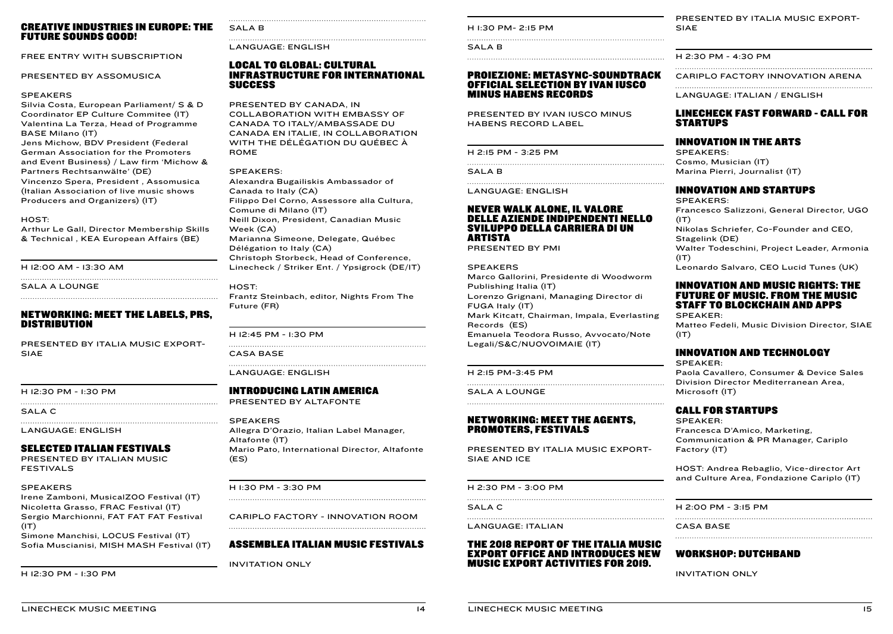## CREATIVE INDUSTRIES IN EUROPE: THE FUTURE SOUNDS GOOD!

FREE ENTRY WITH SUBSCRIPTION

PRESENTED BY ASSOMUSICA

SPEAKERS

Silvia Costa, European Parliament/ S & D Coordinator EP Culture Commitee (IT)
Valentina La Terza, Head of Programme BASE Milano (IT)
Jens Michow, BDV President (Federal German Association for the Promoters and Event Business) / Law firm 'Michow & Partners Rechtsanwälte' (DE)
Vincenzo Spera, President , Assomusica (Italian Association of live music shows Producers and Organizers) (IT)

HOST:

Arthur Le Gall, Director Membership Skills & Technical , KEA European Affairs (BE)

---

H 12:00 AM - 13:30 AM

SALA A LOUNGE

## NETWORKING: MEET THE LABELS, PRS, DISTRIBUTION

PRESENTED BY ITALIA MUSIC EXPORT-SIAE

---

H 12:30 PM - 1:30 PM

SALA C

LANGUAGE: ENGLISH

## SELECTED ITALIAN FESTIVALS

PRESENTED BY ITALIAN MUSIC FESTIVALS

SPEAKERS

Irene Zamboni, MusicalZOO Festival (IT)
Nicoletta Grasso, FRAC Festival (IT)
Sergio Marchionni, FAT FAT FAT Festival (IT)
Simone Manchisi, LOCUS Festival (IT)
Sofia Muscianisi, MISH MASH Festival (IT)

---

H 12:30 PM - 1:30 PM

SALA B

LANGUAGE: ENGLISH

## LOCAL TO GLOBAL: CULTURAL INFRASTRUCTURE FOR INTERNATIONAL SUCCESS

PRESENTED BY CANADA, IN COLLABORATION WITH EMBASSY OF CANADA TO ITALY/AMBASSADE DU CANADA EN ITALIE, IN COLLABORATION WITH THE DÉLÉGATION DU QUÉBEC À ROME

SPEAKERS:

Alexandra Bugailiskis Ambassador of Canada to Italy (CA)
Filippo Del Corno, Assessore alla Cultura, Comune di Milano (IT)
Neill Dixon, President, Canadian Music Week (CA)
Marianna Simeone, Delegate, Québec Délégation to Italy (CA)
Christoph Storbeck, Head of Conference, Linecheck / Striker Ent. / Ypsigrock (DE/IT)

HOST:

Frantz Steinbach, editor, Nights From The Future (FR)

---

H 12:45 PM - 1:30 PM

CASA BASE

LANGUAGE: ENGLISH

## INTRODUCING LATIN AMERICA

PRESENTED BY ALTAFONTE

SPEAKERS

Allegra D'Orazio, Italian Label Manager, Altafonte (IT)
Mario Pato, International Director, Altafonte (ES)

---

H 1:30 PM - 3:30 PM

CARIPLO FACTORY - INNOVATION ROOM

## ASSEMBLEA ITALIAN MUSIC FESTIVALS

INVITATION ONLY

---

H 1:30 PM- 2:15 PM

SALA B

## PROIEZIONE: METASYNC-SOUNDTRACK OFFICIAL SELECTION BY IVAN IUSCO MINUS HABENS RECORDS

PRESENTED BY IVAN IUSCO MINUS HABENS RECORD LABEL

---

H 2:15 PM - 3:25 PM

SALA B

LANGUAGE: ENGLISH

## NEVER WALK ALONE, IL VALORE DELLE AZIENDE INDIPENDENTI NELLO SVILUPPO DELLA CARRIERA DI UN ARTISTA

PRESENTED BY PMI

SPEAKERS

Marco Gallorini, Presidente di Woodworm Publishing Italia (IT)
Lorenzo Grignani, Managing Director di FUGA Italy (IT)
Mark Kitcatt, Chairman, Impala, Everlasting Records (ES)
Emanuela Teodora Russo, Avvocato/Note Legali/S&C/NUOVOIMAIE (IT)

---

H 2:15 PM-3:45 PM

SALA A LOUNGE

## NETWORKING: MEET THE AGENTS, PROMOTERS, FESTIVALS

PRESENTED BY ITALIA MUSIC EXPORT-SIAE AND ICE

---

H 2:30 PM - 3:00 PM

SALA C

LANGUAGE: ITALIAN

## THE 2018 REPORT OF THE ITALIA MUSIC EXPORT OFFICE AND INTRODUCES NEW MUSIC EXPORT ACTIVITIES FOR 2019.

PRESENTED BY ITALIA MUSIC EXPORT-SIAE

---

H 2:30 PM - 4:30 PM

CARIPLO FACTORY INNOVATION ARENA

LANGUAGE: ITALIAN / ENGLISH

## LINECHECK FAST FORWARD - CALL FOR STARTUPS

### INNOVATION IN THE ARTS

SPEAKERS:

Cosmo, Musician (IT)
Marina Pierri, Journalist (IT)

### INNOVATION AND STARTUPS

SPEAKERS:

Francesco Salizzoni, General Director, UGO (IT)
Nikolas Schriefer, Co-Founder and CEO, Stagelink (DE)
Walter Todeschini, Project Leader, Armonia (IT)
Leonardo Salvaro, CEO Lucid Tunes (UK)

### INNOVATION AND MUSIC RIGHTS: THE FUTURE OF MUSIC. FROM THE MUSIC STAFF TO BLOCKCHAIN AND APPS

SPEAKER:

Matteo Fedeli, Music Division Director, SIAE (IT)

### INNOVATION AND TECHNOLOGY

SPEAKER:

Paola Cavallero, Consumer & Device Sales Division Director Mediterranean Area, Microsoft (IT)

### CALL FOR STARTUPS

SPEAKER:

Francesca D'Amico, Marketing, Communication & PR Manager, Cariplo Factory (IT)

HOST: Andrea Rebaglio, Vice-director Art and Culture Area, Fondazione Cariplo (IT)

---

H 2:00 PM - 3:15 PM

CASA BASE

## WORKSHOP: DUTCHBAND

INVITATION ONLY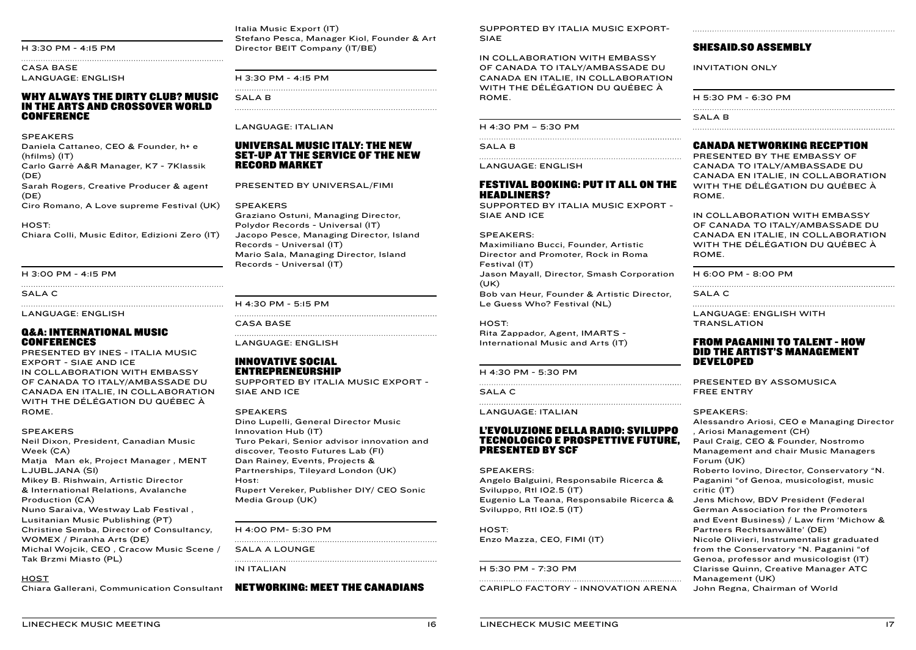H 3:30 PM - 4:15 PM

CASA BASE
LANGUAGE: ENGLISH

### WHY ALWAYS THE DIRTY CLUB? MUSIC IN THE ARTS AND CROSSOVER WORLD CONFERENCE

SPEAKERS
Daniela Cattaneo, CEO & Founder, h+ e (hfilms) (IT)
Carlo Garrè A&R Manager, K7 - 7Klassik (DE)
Sarah Rogers, Creative Producer & agent (DE)
Ciro Romano, A Love supreme Festival (UK)

HOST:
Chiara Colli, Music Editor, Edizioni Zero (IT)

H 3:00 PM - 4:15 PM

SALA C

LANGUAGE: ENGLISH

### Q&A: INTERNATIONAL MUSIC CONFERENCES

PRESENTED BY INES - ITALIA MUSIC EXPORT - SIAE AND ICE
IN COLLABORATION WITH EMBASSY OF CANADA TO ITALY/AMBASSADE DU CANADA EN ITALIE, IN COLLABORATION WITH THE DÉLÉGATION DU QUÉBEC À ROME.

SPEAKERS
Neil Dixon, President, Canadian Music Week (CA)
Matja Man ek, Project Manager , MENT LJUBLJANA (SI)
Mikey B. Rishwain, Artistic Director & International Relations, Avalanche Production (CA)
Nuno Saraiva, Westway Lab Festival , Lusitanian Music Publishing (PT)
Christine Semba, Director of Consultancy, WOMEX / Piranha Arts (DE)
Michal Wojcik, CEO , Cracow Music Scene / Tak Brzmi Miasto (PL)

HOST
Chiara Gallerani, Communication Consultant Italia Music Export (IT)
Stefano Pesca, Manager Kiol, Founder & Art Director BEIT Company (IT/BE)

H 3:30 PM - 4:15 PM

SALA B

LANGUAGE: ITALIAN

### UNIVERSAL MUSIC ITALY: THE NEW SET-UP AT THE SERVICE OF THE NEW RECORD MARKET

PRESENTED BY UNIVERSAL/FIMI

SPEAKERS
Graziano Ostuni, Managing Director, Polydor Records - Universal (IT)
Jacopo Pesce, Managing Director, Island Records - Universal (IT)
Mario Sala, Managing Director, Island Records - Universal (IT)

H 4:30 PM - 5:15 PM

CASA BASE

LANGUAGE: ENGLISH

### INNOVATIVE SOCIAL ENTREPRENEURSHIP

SUPPORTED BY ITALIA MUSIC EXPORT - SIAE AND ICE

SPEAKERS
Dino Lupelli, General Director Music Innovation Hub (IT)
Turo Pekari, Senior advisor innovation and discover, Teosto Futures Lab (FI)
Dan Rainey, Events, Projects & Partnerships, Tileyard London (UK)
Host:
Rupert Vereker, Publisher DIY/ CEO Sonic Media Group (UK)

H 4:00 PM- 5:30 PM

SALA A LOUNGE

IN ITALIAN

### NETWORKING: MEET THE CANADIANS

SUPPORTED BY ITALIA MUSIC EXPORT-SIAE

IN COLLABORATION WITH EMBASSY OF CANADA TO ITALY/AMBASSADE DU CANADA EN ITALIE, IN COLLABORATION WITH THE DÉLÉGATION DU QUÉBEC À ROME.

H 4:30 PM – 5:30 PM

SALA B

LANGUAGE: ENGLISH

### FESTIVAL BOOKING: PUT IT ALL ON THE HEADLINERS?

SUPPORTED BY ITALIA MUSIC EXPORT - SIAE AND ICE

SPEAKERS:
Maximiliano Bucci, Founder, Artistic Director and Promoter, Rock in Roma Festival (IT)
Jason Mayall, Director, Smash Corporation (UK)
Bob van Heur, Founder & Artistic Director, Le Guess Who? Festival (NL)

HOST:
Rita Zappador, Agent, IMARTS - International Music and Arts (IT)

H 4:30 PM - 5:30 PM

SALA C

LANGUAGE: ITALIAN

### L'EVOLUZIONE DELLA RADIO: SVILUPPO TECNOLOGICO E PROSPETTIVE FUTURE, PRESENTED BY SCF

SPEAKERS:
Angelo Balguini, Responsabile Ricerca & Sviluppo, Rtl 102.5 (IT)
Eugenio La Teana, Responsabile Ricerca & Sviluppo, Rtl 102.5 (IT)

HOST:
Enzo Mazza, CEO, FIMI (IT)

H 5:30 PM - 7:30 PM

CARIPLO FACTORY - INNOVATION ARENA

### SHESAID.SO ASSEMBLY

INVITATION ONLY

H 5:30 PM - 6:30 PM

SALA B

### CANADA NETWORKING RECEPTION

PRESENTED BY THE EMBASSY OF CANADA TO ITALY/AMBASSADE DU CANADA EN ITALIE, IN COLLABORATION WITH THE DÉLÉGATION DU QUÉBEC À ROME.

IN COLLABORATION WITH EMBASSY OF CANADA TO ITALY/AMBASSADE DU CANADA EN ITALIE, IN COLLABORATION WITH THE DÉLÉGATION DU QUÉBEC À ROME.

H 6:00 PM - 8:00 PM

SALA C

LANGUAGE: ENGLISH WITH TRANSLATION

### FROM PAGANINI TO TALENT - HOW DID THE ARTIST'S MANAGEMENT DEVELOPED

PRESENTED BY ASSOMUSICA
FREE ENTRY

SPEAKERS:
Alessandro Ariosi, CEO e Managing Director , Ariosi Management (CH)
Paul Craig, CEO & Founder, Nostromo Management and chair Music Managers Forum (UK)
Roberto Iovino, Director, Conservatory "N. Paganini "of Genoa, musicologist, music critic (IT)
Jens Michow, BDV President (Federal German Association for the Promoters and Event Business) / Law firm 'Michow & Partners Rechtsanwälte' (DE)
Nicole Olivieri, Instrumentalist graduated from the Conservatory "N. Paganini "of Genoa, professor and musicologist (IT)
Clarisse Quinn, Creative Manager ATC Management (UK)
John Regna, Chairman of World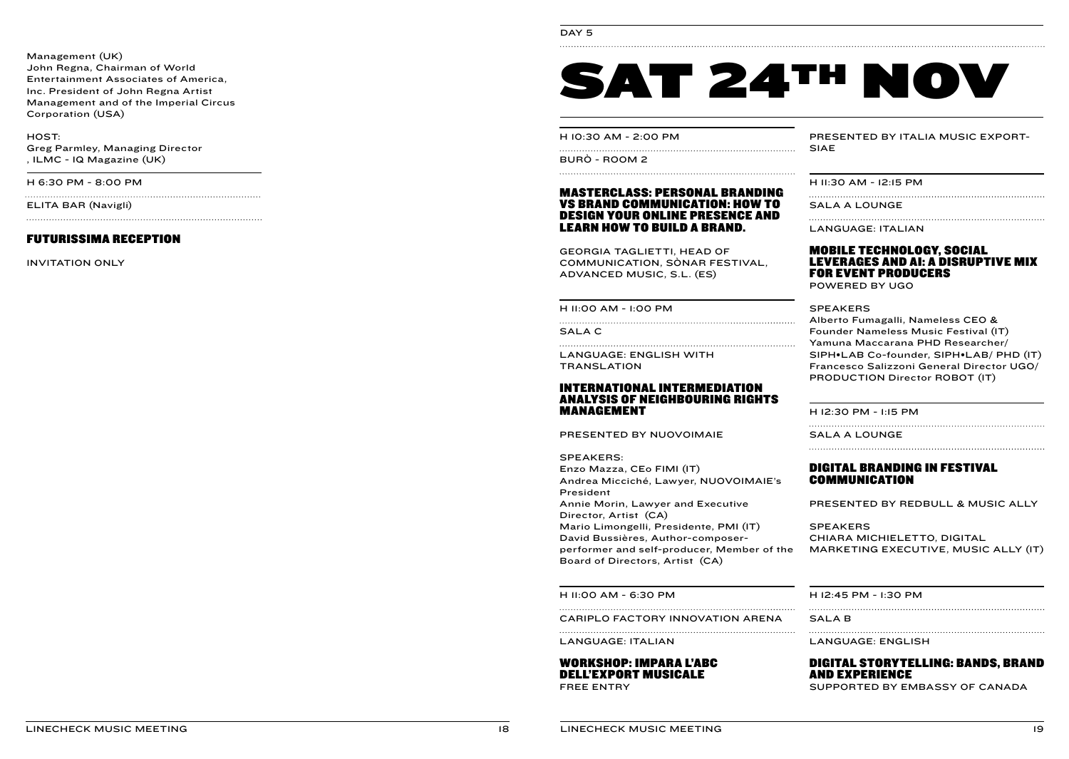Management (UK)
John Regna, Chairman of World Entertainment Associates of America, Inc. President of John Regna Artist Management and of the Imperial Circus Corporation (USA)

HOST:
Greg Parmley, Managing Director , ILMC - IQ Magazine (UK)

H 6:30 PM - 8:00 PM

ELITA BAR (Navigli)

### FUTURISSIMA RECEPTION

INVITATION ONLY

DAY 5

# SAT 24TH NOV

H 10:30 AM - 2:00 PM

BURÒ - ROOM 2

### MASTERCLASS: PERSONAL BRANDING VS BRAND COMMUNICATION: HOW TO DESIGN YOUR ONLINE PRESENCE AND LEARN HOW TO BUILD A BRAND.

GEORGIA TAGLIETTI, HEAD OF COMMUNICATION, SÒNAR FESTIVAL, ADVANCED MUSIC, S.L. (ES)

H 11:00 AM - 1:00 PM

SALA C

LANGUAGE: ENGLISH WITH TRANSLATION

### INTERNATIONAL INTERMEDIATION ANALYSIS OF NEIGHBOURING RIGHTS MANAGEMENT

PRESENTED BY NUOVOIMAIE

SPEAKERS:
Enzo Mazza, CEo FIMI (IT)
Andrea Micciché, Lawyer, NUOVOIMAIE's President
Annie Morin, Lawyer and Executive Director, Artist (CA)
Mario Limongelli, Presidente, PMI (IT)
David Bussières, Author-composer-performer and self-producer, Member of the Board of Directors, Artist (CA)

H 11:00 AM - 6:30 PM

CARIPLO FACTORY INNOVATION ARENA

LANGUAGE: ITALIAN

### WORKSHOP: IMPARA L'ABC DELL'EXPORT MUSICALE

FREE ENTRY

PRESENTED BY ITALIA MUSIC EXPORT-SIAE

H 11:30 AM - 12:15 PM

SALA A LOUNGE

LANGUAGE: ITALIAN

### MOBILE TECHNOLOGY, SOCIAL LEVERAGES AND AI: A DISRUPTIVE MIX FOR EVENT PRODUCERS

POWERED BY UGO

SPEAKERS
Alberto Fumagalli, Nameless CEO & Founder Nameless Music Festival (IT)
Yamuna Maccarana PHD Researcher/ SIPH•LAB Co-founder, SIPH•LAB/ PHD (IT)
Francesco Salizzoni General Director UGO/ PRODUCTION Director ROBOT (IT)

H 12:30 PM - 1:15 PM

SALA A LOUNGE

### DIGITAL BRANDING IN FESTIVAL COMMUNICATION

PRESENTED BY REDBULL & MUSIC ALLY

SPEAKERS
CHIARA MICHIELETTO, DIGITAL MARKETING EXECUTIVE, MUSIC ALLY (IT)

H 12:45 PM - 1:30 PM

SALA B

LANGUAGE: ENGLISH

### DIGITAL STORYTELLING: BANDS, BRAND AND EXPERIENCE

SUPPORTED BY EMBASSY OF CANADA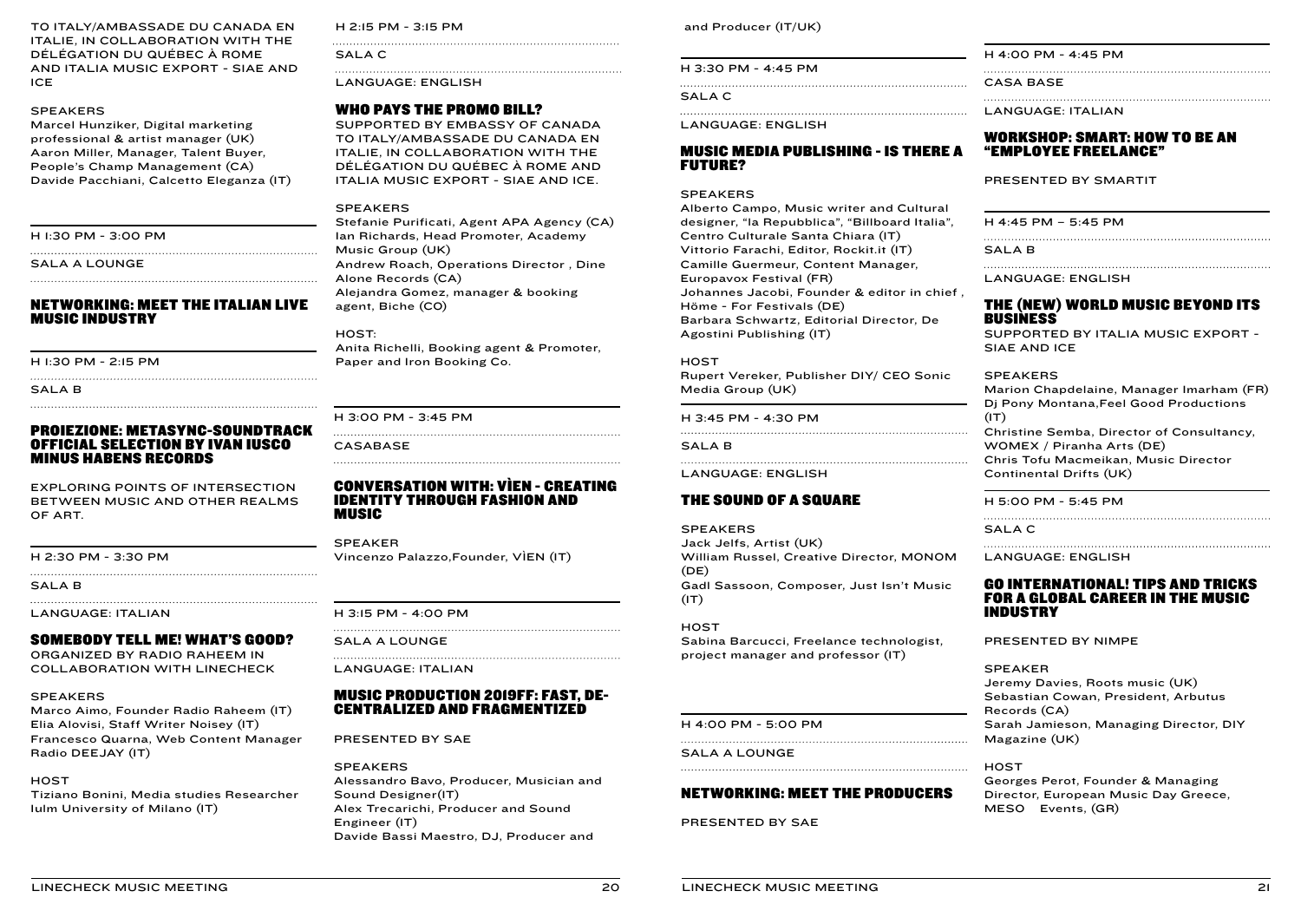TO ITALY/AMBASSADE DU CANADA EN ITALIE, IN COLLABORATION WITH THE DÉLÉGATION DU QUÉBEC À ROME AND ITALIA MUSIC EXPORT - SIAE AND ICE

SPEAKERS

Marcel Hunziker, Digital marketing professional & artist manager (UK)
Aaron Miller, Manager, Talent Buyer, People's Champ Management (CA)
Davide Pacchiani, Calcetto Eleganza (IT)

H 1:30 PM - 3:00 PM

SALA A LOUNGE

### NETWORKING: MEET THE ITALIAN LIVE MUSIC INDUSTRY

H 1:30 PM - 2:15 PM

SALA B

### PROIEZIONE: METASYNC-SOUNDTRACK OFFICIAL SELECTION BY IVAN IUSCO MINUS HABENS RECORDS

EXPLORING POINTS OF INTERSECTION BETWEEN MUSIC AND OTHER REALMS OF ART.

H 2:30 PM - 3:30 PM

SALA B

LANGUAGE: ITALIAN

### SOMEBODY TELL ME! WHAT'S GOOD?

ORGANIZED BY RADIO RAHEEM IN COLLABORATION WITH LINECHECK

SPEAKERS

Marco Aimo, Founder Radio Raheem (IT)
Elia Alovisi, Staff Writer Noisey (IT)
Francesco Quarna, Web Content Manager Radio DEEJAY (IT)

HOST

Tiziano Bonini, Media studies Researcher Iulm University of Milano (IT)

H 2:15 PM - 3:15 PM

SALA C

LANGUAGE: ENGLISH

### WHO PAYS THE PROMO BILL?

SUPPORTED BY EMBASSY OF CANADA TO ITALY/AMBASSADE DU CANADA EN ITALIE, IN COLLABORATION WITH THE DÉLÉGATION DU QUÉBEC À ROME AND ITALIA MUSIC EXPORT - SIAE AND ICE.

SPEAKERS

Stefanie Purificati, Agent APA Agency (CA)
Ian Richards, Head Promoter, Academy Music Group (UK)
Andrew Roach, Operations Director , Dine Alone Records (CA)
Alejandra Gomez, manager & booking agent, Biche (CO)

HOST:

Anita Richelli, Booking agent & Promoter, Paper and Iron Booking Co.

H 3:00 PM - 3:45 PM

CASABASE

### CONVERSATION WITH: VÌEN - CREATING IDENTITY THROUGH FASHION AND MUSIC

SPEAKER

Vincenzo Palazzo,Founder, VÌEN (IT)

H 3:15 PM - 4:00 PM

SALA A LOUNGE

LANGUAGE: ITALIAN

### MUSIC PRODUCTION 2019FF: FAST, DE-CENTRALIZED AND FRAGMENTIZED

PRESENTED BY SAE

SPEAKERS

Alessandro Bavo, Producer, Musician and Sound Designer(IT)
Alex Trecarichi, Producer and Sound Engineer (IT)
Davide Bassi Maestro, DJ, Producer and Producer (IT/UK)

H 3:30 PM - 4:45 PM

SALA C

LANGUAGE: ENGLISH

### MUSIC MEDIA PUBLISHING - IS THERE A FUTURE?

SPEAKERS

Alberto Campo, Music writer and Cultural designer, "la Repubblica", "Billboard Italia", Centro Culturale Santa Chiara (IT)
Vittorio Farachi, Editor, Rockit.it (IT)
Camille Guermeur, Content Manager, Europavox Festival (FR)
Johannes Jacobi, Founder & editor in chief , Höme - For Festivals (DE)
Barbara Schwartz, Editorial Director, De Agostini Publishing (IT)

HOST

Rupert Vereker, Publisher DIY/ CEO Sonic Media Group (UK)

H 3:45 PM - 4:30 PM

SALA B

LANGUAGE: ENGLISH

### THE SOUND OF A SQUARE

SPEAKERS

Jack Jelfs, Artist (UK)
William Russel, Creative Director, MONOM (DE)
Gadl Sassoon, Composer, Just Isn't Music (IT)

HOST

Sabina Barcucci, Freelance technologist, project manager and professor (IT)

H 4:00 PM - 5:00 PM

SALA A LOUNGE

### NETWORKING: MEET THE PRODUCERS

PRESENTED BY SAE

H 4:00 PM - 4:45 PM

CASA BASE

LANGUAGE: ITALIAN

### WORKSHOP: SMART: HOW TO BE AN "EMPLOYEE FREELANCE"

PRESENTED BY SMARTIT

H 4:45 PM – 5:45 PM

SALA B

LANGUAGE: ENGLISH

### THE (NEW) WORLD MUSIC BEYOND ITS BUSINESS

SUPPORTED BY ITALIA MUSIC EXPORT - SIAE AND ICE

SPEAKERS

Marion Chapdelaine, Manager Imarham (FR)
Dj Pony Montana,Feel Good Productions (IT)
Christine Semba, Director of Consultancy, WOMEX / Piranha Arts (DE)
Chris Tofu Macmeikan, Music Director Continental Drifts (UK)

H 5:00 PM - 5:45 PM

SALA C

LANGUAGE: ENGLISH

### GO INTERNATIONAL! TIPS AND TRICKS FOR A GLOBAL CAREER IN THE MUSIC INDUSTRY

PRESENTED BY NIMPE

SPEAKER

Jeremy Davies, Roots music (UK)
Sebastian Cowan, President, Arbutus Records (CA)
Sarah Jamieson, Managing Director, DIY Magazine (UK)

HOST

Georges Perot, Founder & Managing Director, European Music Day Greece, MESO Events, (GR)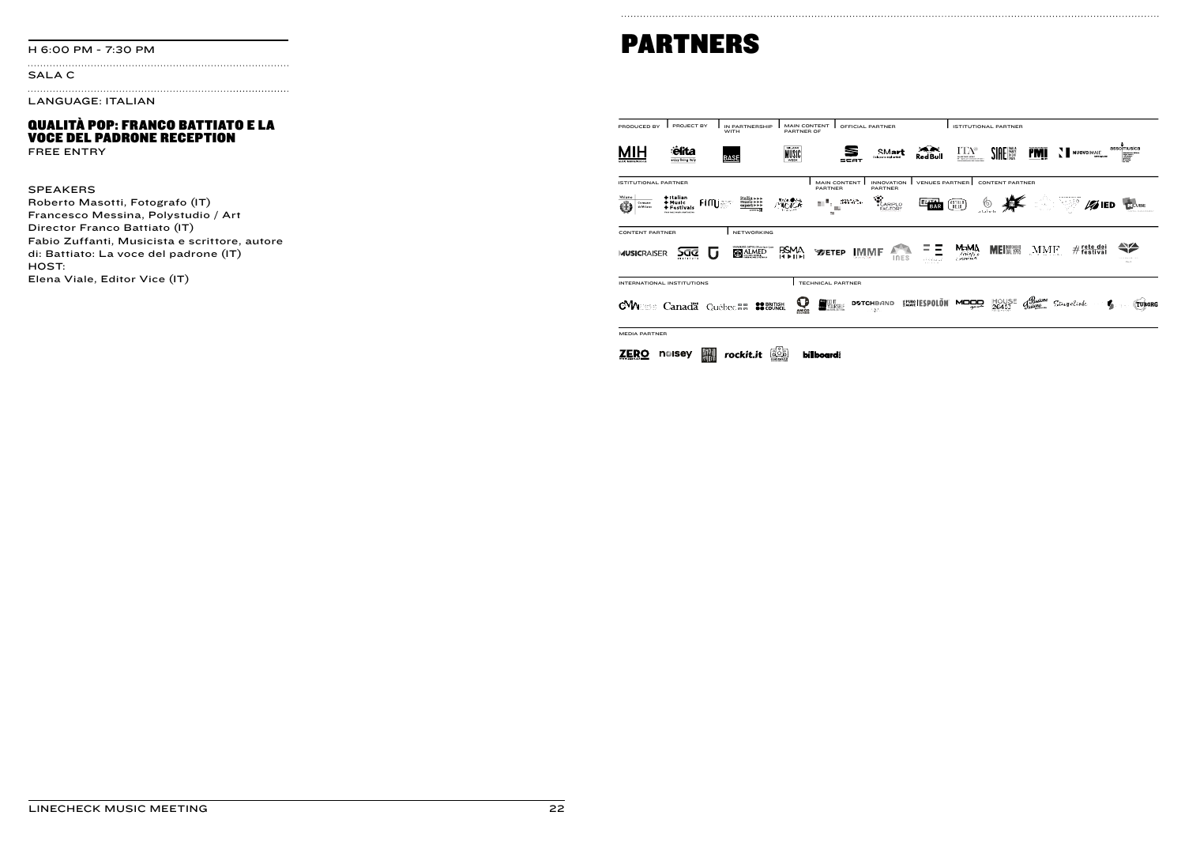H 6:00 PM - 7:30 PM

SALA C

LANGUAGE: ITALIAN

### QUALITÀ POP: FRANCO BATTIATO E LA VOCE DEL PADRONE RECEPTION

FREE ENTRY

SPEAKERS

Roberto Masotti, Fotografo (IT)
Francesco Messina, Polystudio / Art Director Franco Battiato (IT)
Fabio Zuffanti, Musicista e scrittore, autore di: Battiato: La voce del padrone (IT)
HOST:
Elena Viale, Editor Vice (IT)

# PARTNERS

PRODUCED BY | PROJECT BY | IN PARTNERSHIP WITH | MAIN CONTENT PARTNER OF | OFFICIAL PARTNER | ISTITUTIONAL PARTNER

ISTITUTIONAL PARTNER | MAIN CONTENT PARTNER | INNOVATION PARTNER | VENUES PARTNER | CONTENT PARTNER

CONTENT PARTNER | NETWORKING

INTERNATIONAL INSTITUTIONS | TECHNICAL PARTNER

MEDIA PARTNER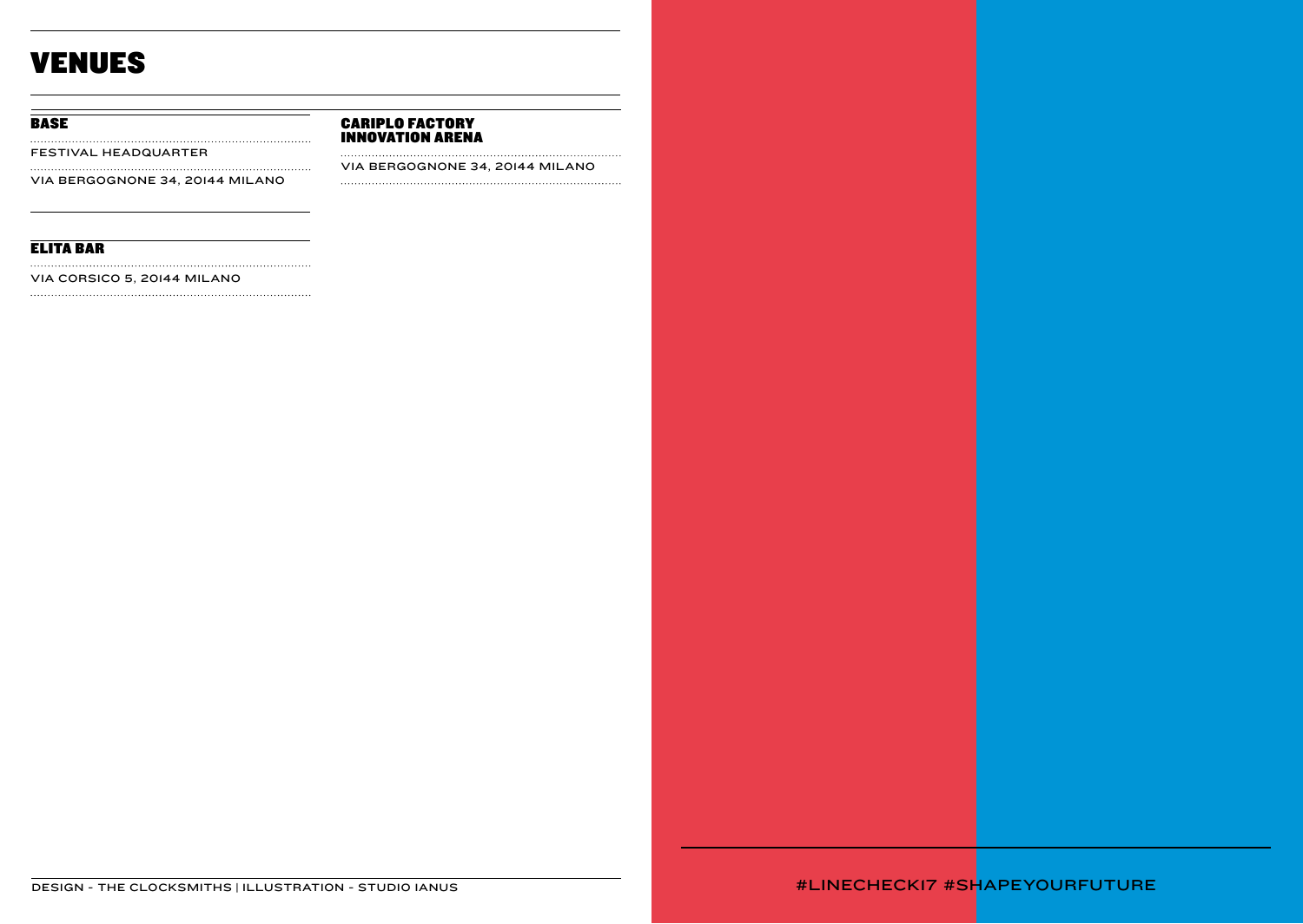# VENUES

### BASE

FESTIVAL HEADQUARTER

VIA BERGOGNONE 34, 20144 MILANO

### CARIPLO FACTORY INNOVATION ARENA

VIA BERGOGNONE 34, 20144 MILANO

### ELITA BAR

VIA CORSICO 5, 20144 MILANO

DESIGN - THE CLOCKSMITHS | ILLUSTRATION - STUDIO IANUS

#LINECHECK17 #SHAPEYOURFUTURE